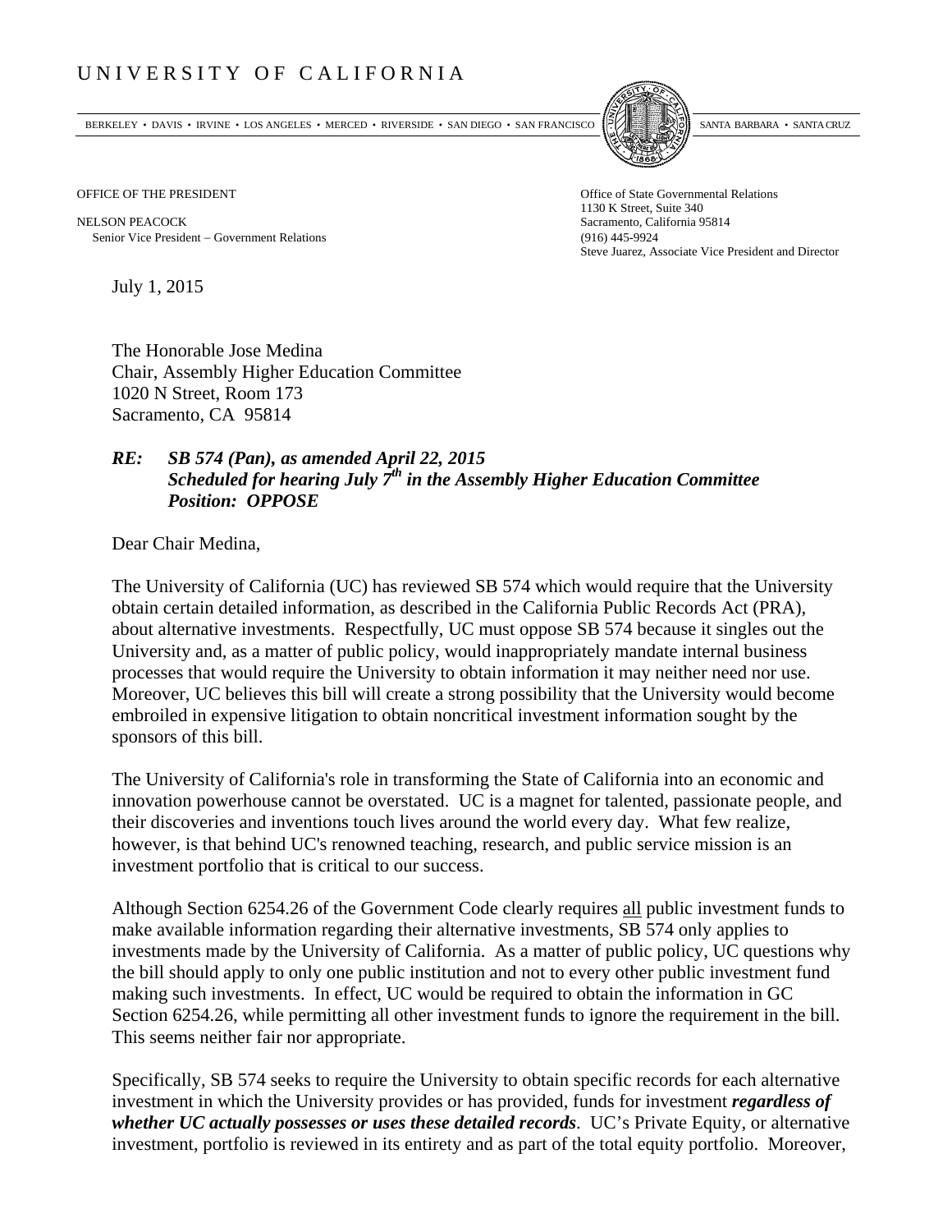UNIVERSITY OF CALIFORNIA

BERKELEY • DAVIS • IRVINE • LOS ANGELES • MERCED • RIVERSIDE • SAN DIEGO • SAN FRANCISCO SANTA BARBARA • SANTA CRUZ

OFFICE OF THE PRESIDENT

NELSON PEACOCK
Senior Vice President – Government Relations

Office of State Governmental Relations
1130 K Street, Suite 340
Sacramento, California 95814
(916) 445-9924
Steve Juarez, Associate Vice President and Director

July 1, 2015

The Honorable Jose Medina
Chair, Assembly Higher Education Committee
1020 N Street, Room 173
Sacramento, CA 95814

***RE: SB 574 (Pan), as amended April 22, 2015***
***Scheduled for hearing July 7th in the Assembly Higher Education Committee***
***Position: OPPOSE***

Dear Chair Medina,

The University of California (UC) has reviewed SB 574 which would require that the University obtain certain detailed information, as described in the California Public Records Act (PRA), about alternative investments. Respectfully, UC must oppose SB 574 because it singles out the University and, as a matter of public policy, would inappropriately mandate internal business processes that would require the University to obtain information it may neither need nor use. Moreover, UC believes this bill will create a strong possibility that the University would become embroiled in expensive litigation to obtain noncritical investment information sought by the sponsors of this bill.

The University of California's role in transforming the State of California into an economic and innovation powerhouse cannot be overstated. UC is a magnet for talented, passionate people, and their discoveries and inventions touch lives around the world every day. What few realize, however, is that behind UC's renowned teaching, research, and public service mission is an investment portfolio that is critical to our success.

Although Section 6254.26 of the Government Code clearly requires all public investment funds to make available information regarding their alternative investments, SB 574 only applies to investments made by the University of California. As a matter of public policy, UC questions why the bill should apply to only one public institution and not to every other public investment fund making such investments. In effect, UC would be required to obtain the information in GC Section 6254.26, while permitting all other investment funds to ignore the requirement in the bill. This seems neither fair nor appropriate.

Specifically, SB 574 seeks to require the University to obtain specific records for each alternative investment in which the University provides or has provided, funds for investment ***regardless of whether UC actually possesses or uses these detailed records***. UC's Private Equity, or alternative investment, portfolio is reviewed in its entirety and as part of the total equity portfolio. Moreover,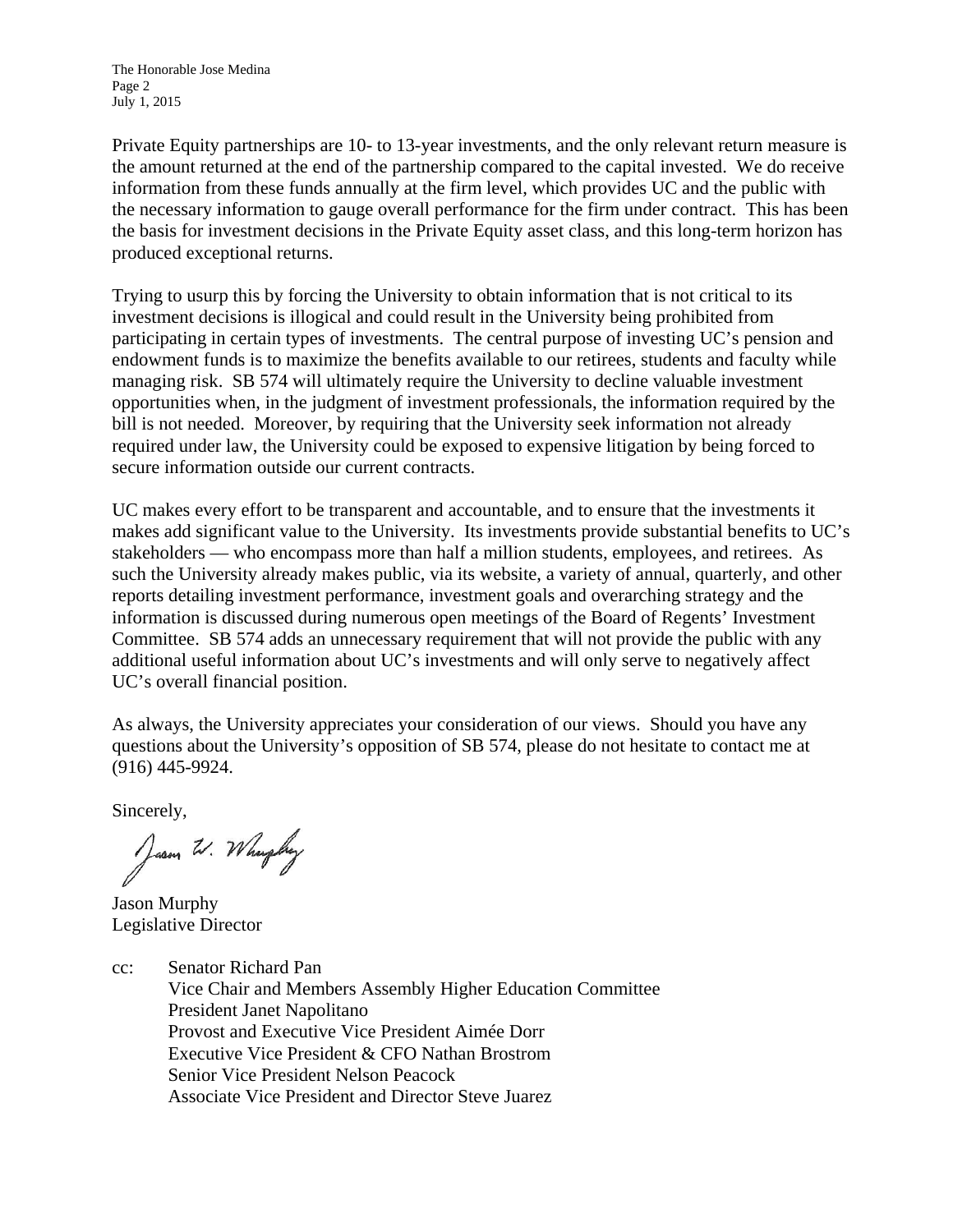Private Equity partnerships are 10- to 13-year investments, and the only relevant return measure is the amount returned at the end of the partnership compared to the capital invested. We do receive information from these funds annually at the firm level, which provides UC and the public with the necessary information to gauge overall performance for the firm under contract. This has been the basis for investment decisions in the Private Equity asset class, and this long-term horizon has produced exceptional returns.

Trying to usurp this by forcing the University to obtain information that is not critical to its investment decisions is illogical and could result in the University being prohibited from participating in certain types of investments. The central purpose of investing UC's pension and endowment funds is to maximize the benefits available to our retirees, students and faculty while managing risk. SB 574 will ultimately require the University to decline valuable investment opportunities when, in the judgment of investment professionals, the information required by the bill is not needed. Moreover, by requiring that the University seek information not already required under law, the University could be exposed to expensive litigation by being forced to secure information outside our current contracts.

UC makes every effort to be transparent and accountable, and to ensure that the investments it makes add significant value to the University. Its investments provide substantial benefits to UC's stakeholders — who encompass more than half a million students, employees, and retirees. As such the University already makes public, via its website, a variety of annual, quarterly, and other reports detailing investment performance, investment goals and overarching strategy and the information is discussed during numerous open meetings of the Board of Regents' Investment Committee. SB 574 adds an unnecessary requirement that will not provide the public with any additional useful information about UC's investments and will only serve to negatively affect UC's overall financial position.

As always, the University appreciates your consideration of our views. Should you have any questions about the University's opposition of SB 574, please do not hesitate to contact me at (916) 445-9924.

Sincerely,

Jason W. Murphy

Jason Murphy
Legislative Director

cc: Senator Richard Pan
Vice Chair and Members Assembly Higher Education Committee
President Janet Napolitano
Provost and Executive Vice President Aimée Dorr
Executive Vice President & CFO Nathan Brostrom
Senior Vice President Nelson Peacock
Associate Vice President and Director Steve Juarez